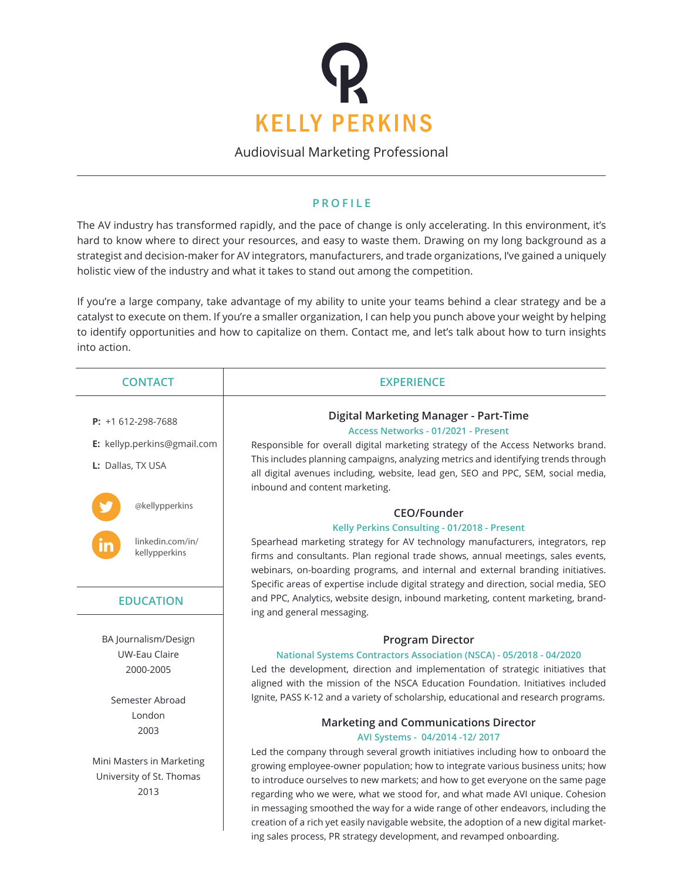# KELLY PERKINS

Audiovisual Marketing Professional

## PROFILE

The AV industry has transformed rapidly, and the pace of change is only accelerating. In this environment, it's hard to know where to direct your resources, and easy to waste them. Drawing on my long background as a strategist and decision-maker for AV integrators, manufacturers, and trade organizations, I've gained a uniquely holistic view of the industry and what it takes to stand out among the competition.

If you're a large company, take advantage of my ability to unite your teams behind a clear strategy and be a catalyst to execute on them. If you're a smaller organization, I can help you punch above your weight by helping to identify opportunities and how to capitalize on them. Contact me, and let's talk about how to turn insights into action.

## CONTACT

**P:** +1 612-298-7688

**E:** kellyp.perkins@gmail.com

**L:** Dallas, TX USA

@kellypperkins

linkedin.com/in/kellypperkins

## EDUCATION

BA Journalism/Design
UW-Eau Claire
2000-2005

Semester Abroad
London
2003

Mini Masters in Marketing
University of St. Thomas
2013

## EXPERIENCE

### Digital Marketing Manager - Part-Time

**Access Networks - 01/2021 - Present**

Responsible for overall digital marketing strategy of the Access Networks brand. This includes planning campaigns, analyzing metrics and identifying trends through all digital avenues including, website, lead gen, SEO and PPC, SEM, social media, inbound and content marketing.

### CEO/Founder

**Kelly Perkins Consulting - 01/2018 - Present**

Spearhead marketing strategy for AV technology manufacturers, integrators, rep firms and consultants. Plan regional trade shows, annual meetings, sales events, webinars, on-boarding programs, and internal and external branding initiatives. Specific areas of expertise include digital strategy and direction, social media, SEO and PPC, Analytics, website design, inbound marketing, content marketing, branding and general messaging.

### Program Director

**National Systems Contractors Association (NSCA) - 05/2018 - 04/2020**

Led the development, direction and implementation of strategic initiatives that aligned with the mission of the NSCA Education Foundation. Initiatives included Ignite, PASS K-12 and a variety of scholarship, educational and research programs.

### Marketing and Communications Director

**AVI Systems - 04/2014 -12/ 2017**

Led the company through several growth initiatives including how to onboard the growing employee-owner population; how to integrate various business units; how to introduce ourselves to new markets; and how to get everyone on the same page regarding who we were, what we stood for, and what made AVI unique. Cohesion in messaging smoothed the way for a wide range of other endeavors, including the creation of a rich yet easily navigable website, the adoption of a new digital marketing sales process, PR strategy development, and revamped onboarding.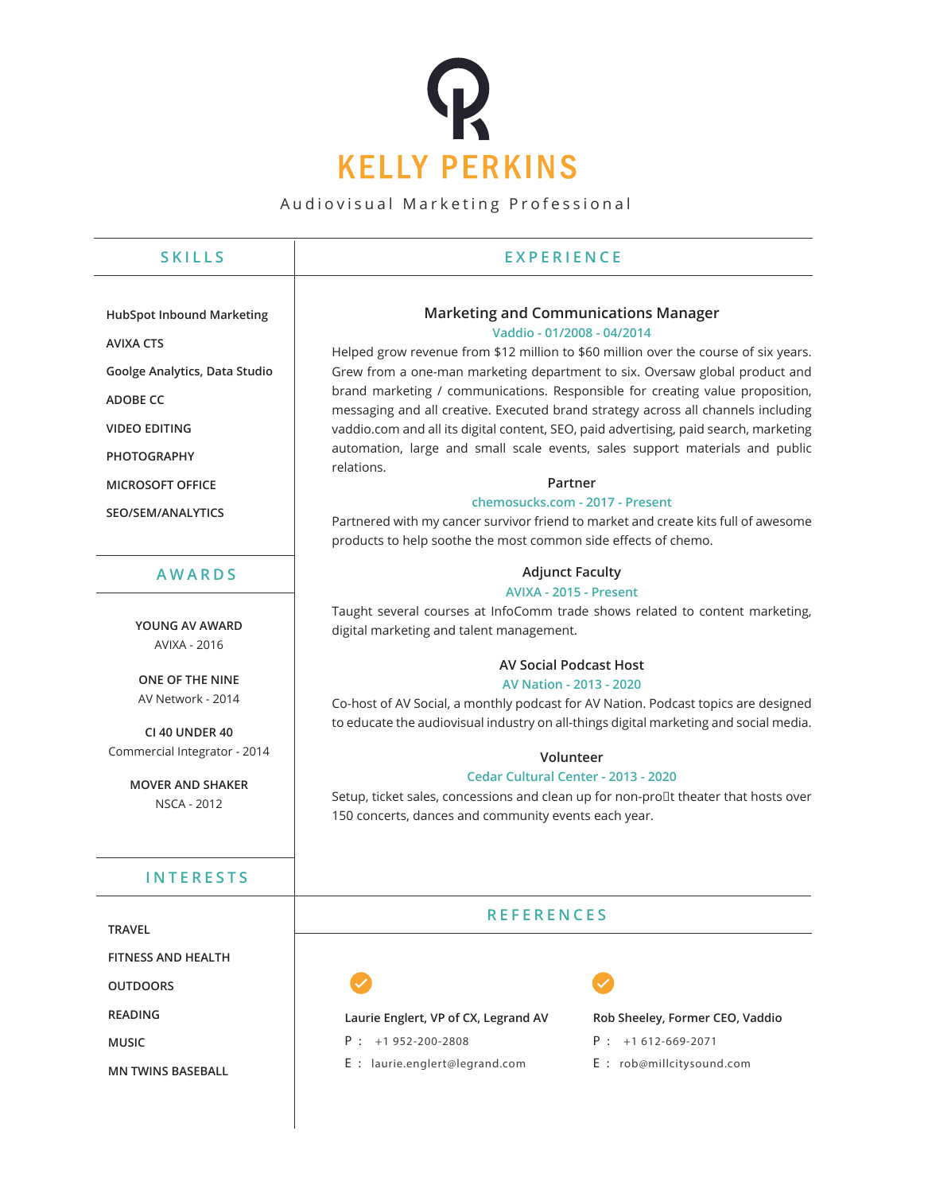# KELLY PERKINS

Audiovisual Marketing Professional

## SKILLS

- HubSpot Inbound Marketing
- AVIXA CTS
- Goolge Analytics, Data Studio
- ADOBE CC
- VIDEO EDITING
- PHOTOGRAPHY
- MICROSOFT OFFICE
- SEO/SEM/ANALYTICS

## AWARDS

**YOUNG AV AWARD**
AVIXA - 2016

**ONE OF THE NINE**
AV Network - 2014

**CI 40 UNDER 40**
Commercial Integrator - 2014

**MOVER AND SHAKER**
NSCA - 2012

## INTERESTS

- TRAVEL
- FITNESS AND HEALTH
- OUTDOORS
- READING
- MUSIC
- MN TWINS BASEBALL

## EXPERIENCE

### Marketing and Communications Manager

Vaddio - 01/2008 - 04/2014

Helped grow revenue from $12 million to $60 million over the course of six years. Grew from a one-man marketing department to six. Oversaw global product and brand marketing / communications. Responsible for creating value proposition, messaging and all creative. Executed brand strategy across all channels including vaddio.com and all its digital content, SEO, paid advertising, paid search, marketing automation, large and small scale events, sales support materials and public relations.

### Partner

chemosucks.com - 2017 - Present

Partnered with my cancer survivor friend to market and create kits full of awesome products to help soothe the most common side effects of chemo.

### Adjunct Faculty

AVIXA - 2015 - Present

Taught several courses at InfoComm trade shows related to content marketing, digital marketing and talent management.

### AV Social Podcast Host

AV Nation - 2013 - 2020

Co-host of AV Social, a monthly podcast for AV Nation. Podcast topics are designed to educate the audiovisual industry on all-things digital marketing and social media.

### Volunteer

Cedar Cultural Center - 2013 - 2020

Setup, ticket sales, concessions and clean up for non-profit theater that hosts over 150 concerts, dances and community events each year.

## REFERENCES

**Laurie Englert, VP of CX, Legrand AV**
P : +1 952-200-2808
E : laurie.englert@legrand.com

**Rob Sheeley, Former CEO, Vaddio**
P : +1 612-669-2071
E : rob@millcitysound.com